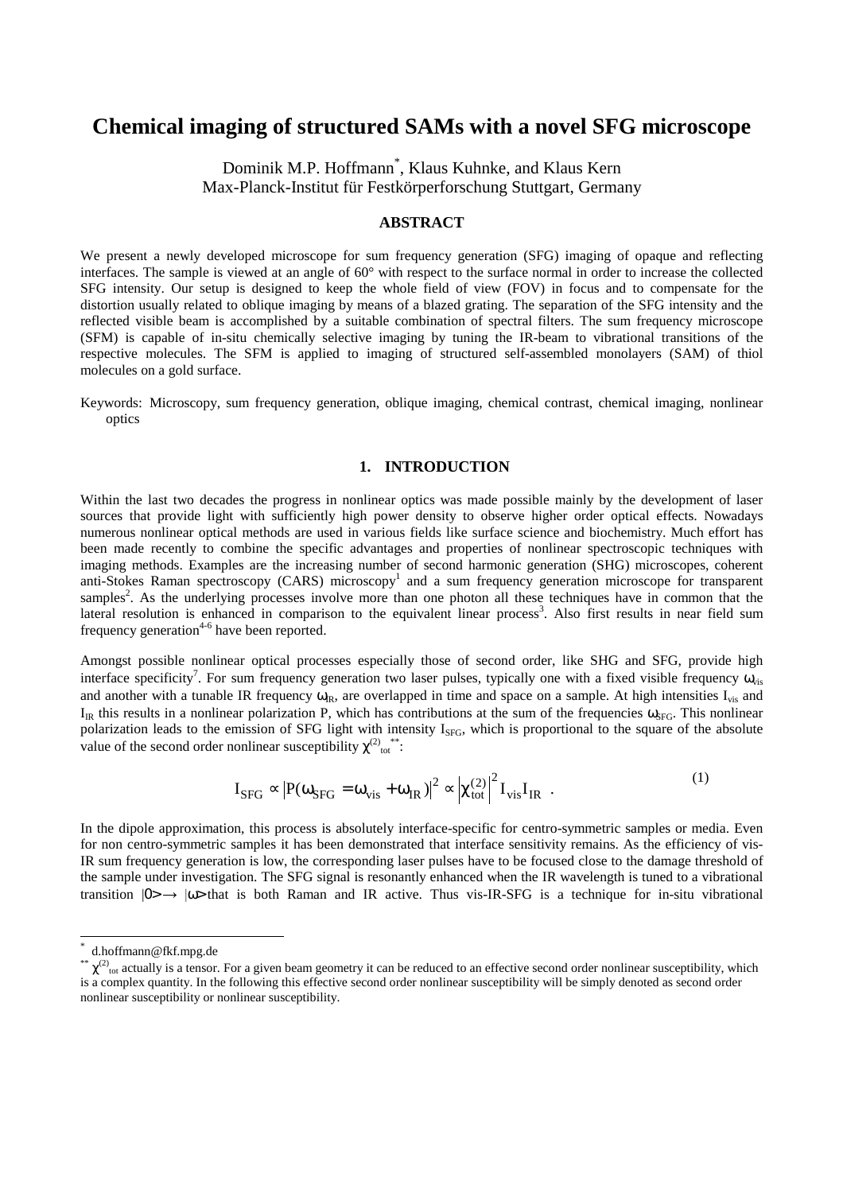# Chemical imaging of structured SAMs with a novel SFG microscope

Dominik M.P. Hoffmann[*], Klaus Kuhnke, and Klaus Kern
Max-Planck-Institut für Festkörperforschung Stuttgart, Germany

## ABSTRACT

We present a newly developed microscope for sum frequency generation (SFG) imaging of opaque and reflecting interfaces. The sample is viewed at an angle of 60° with respect to the surface normal in order to increase the collected SFG intensity. Our setup is designed to keep the whole field of view (FOV) in focus and to compensate for the distortion usually related to oblique imaging by means of a blazed grating. The separation of the SFG intensity and the reflected visible beam is accomplished by a suitable combination of spectral filters. The sum frequency microscope (SFM) is capable of in-situ chemically selective imaging by tuning the IR-beam to vibrational transitions of the respective molecules. The SFM is applied to imaging of structured self-assembled monolayers (SAM) of thiol molecules on a gold surface.

Keywords: Microscopy, sum frequency generation, oblique imaging, chemical contrast, chemical imaging, nonlinear optics

## 1. INTRODUCTION

Within the last two decades the progress in nonlinear optics was made possible mainly by the development of laser sources that provide light with sufficiently high power density to observe higher order optical effects. Nowadays numerous nonlinear optical methods are used in various fields like surface science and biochemistry. Much effort has been made recently to combine the specific advantages and properties of nonlinear spectroscopic techniques with imaging methods. Examples are the increasing number of second harmonic generation (SHG) microscopes, coherent anti-Stokes Raman spectroscopy (CARS) microscopy[1] and a sum frequency generation microscope for transparent samples[2]. As the underlying processes involve more than one photon all these techniques have in common that the lateral resolution is enhanced in comparison to the equivalent linear process[3]. Also first results in near field sum frequency generation[4-6] have been reported.

Amongst possible nonlinear optical processes especially those of second order, like SHG and SFG, provide high interface specificity[7]. For sum frequency generation two laser pulses, typically one with a fixed visible frequency $\omega_{vis}$ and another with a tunable IR frequency $\omega_{IR}$, are overlapped in time and space on a sample. At high intensities $I_{vis}$ and $I_{IR}$ this results in a nonlinear polarization P, which has contributions at the sum of the frequencies $\omega_{SFG}$. This nonlinear polarization leads to the emission of SFG light with intensity $I_{SFG}$, which is proportional to the square of the absolute value of the second order nonlinear susceptibility $\chi^{(2)}_{tot}$[**]:

$$I_{SFG} \propto \left|P(\omega_{SFG} = \omega_{vis} + \omega_{IR})\right|^2 \propto \left|\chi^{(2)}_{tot}\right|^2 I_{vis} I_{IR} \quad . \tag{1}$$

In the dipole approximation, this process is absolutely interface-specific for centro-symmetric samples or media. Even for non centro-symmetric samples it has been demonstrated that interface sensitivity remains. As the efficiency of vis-IR sum frequency generation is low, the corresponding laser pulses have to be focused close to the damage threshold of the sample under investigation. The SFG signal is resonantly enhanced when the IR wavelength is tuned to a vibrational transition $|0\rangle \rightarrow |\omega\rangle$ that is both Raman and IR active. Thus vis-IR-SFG is a technique for in-situ vibrational

---

[*] d.hoffmann@fkf.mpg.de

[**] $\chi^{(2)}_{tot}$ actually is a tensor. For a given beam geometry it can be reduced to an effective second order nonlinear susceptibility, which is a complex quantity. In the following this effective second order nonlinear susceptibility will be simply denoted as second order nonlinear susceptibility or nonlinear susceptibility.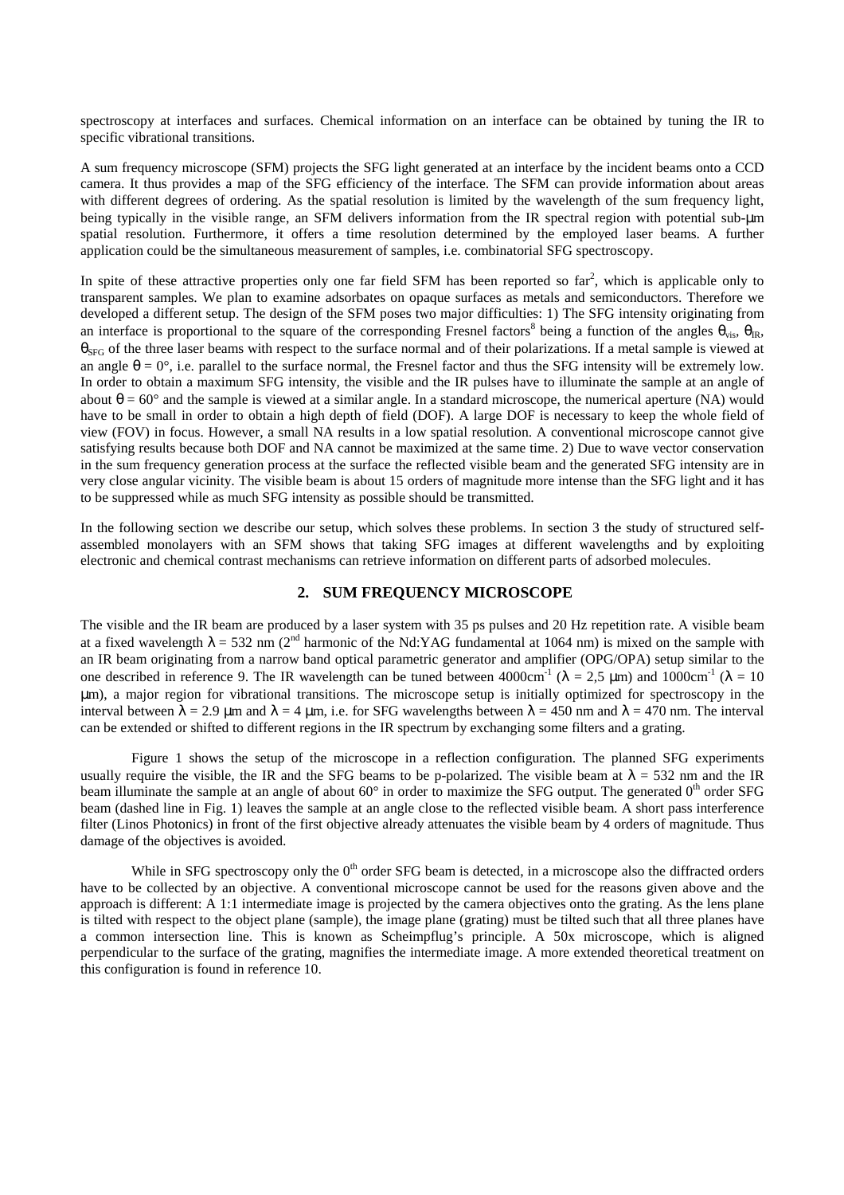spectroscopy at interfaces and surfaces. Chemical information on an interface can be obtained by tuning the IR to specific vibrational transitions.

A sum frequency microscope (SFM) projects the SFG light generated at an interface by the incident beams onto a CCD camera. It thus provides a map of the SFG efficiency of the interface. The SFM can provide information about areas with different degrees of ordering. As the spatial resolution is limited by the wavelength of the sum frequency light, being typically in the visible range, an SFM delivers information from the IR spectral region with potential sub-μm spatial resolution. Furthermore, it offers a time resolution determined by the employed laser beams. A further application could be the simultaneous measurement of samples, i.e. combinatorial SFG spectroscopy.

In spite of these attractive properties only one far field SFM has been reported so far[2], which is applicable only to transparent samples. We plan to examine adsorbates on opaque surfaces as metals and semiconductors. Therefore we developed a different setup. The design of the SFM poses two major difficulties: 1) The SFG intensity originating from an interface is proportional to the square of the corresponding Fresnel factors[8] being a function of the angles $\theta_{vis}$, $\theta_{IR}$, $\theta_{SFG}$ of the three laser beams with respect to the surface normal and of their polarizations. If a metal sample is viewed at an angle $\theta = 0°$, i.e. parallel to the surface normal, the Fresnel factor and thus the SFG intensity will be extremely low. In order to obtain a maximum SFG intensity, the visible and the IR pulses have to illuminate the sample at an angle of about $\theta = 60°$ and the sample is viewed at a similar angle. In a standard microscope, the numerical aperture (NA) would have to be small in order to obtain a high depth of field (DOF). A large DOF is necessary to keep the whole field of view (FOV) in focus. However, a small NA results in a low spatial resolution. A conventional microscope cannot give satisfying results because both DOF and NA cannot be maximized at the same time. 2) Due to wave vector conservation in the sum frequency generation process at the surface the reflected visible beam and the generated SFG intensity are in very close angular vicinity. The visible beam is about 15 orders of magnitude more intense than the SFG light and it has to be suppressed while as much SFG intensity as possible should be transmitted.

In the following section we describe our setup, which solves these problems. In section 3 the study of structured self-assembled monolayers with an SFM shows that taking SFG images at different wavelengths and by exploiting electronic and chemical contrast mechanisms can retrieve information on different parts of adsorbed molecules.

## 2. SUM FREQUENCY MICROSCOPE

The visible and the IR beam are produced by a laser system with 35 ps pulses and 20 Hz repetition rate. A visible beam at a fixed wavelength $\lambda = 532$ nm (2nd harmonic of the Nd:YAG fundamental at 1064 nm) is mixed on the sample with an IR beam originating from a narrow band optical parametric generator and amplifier (OPG/OPA) setup similar to the one described in reference 9. The IR wavelength can be tuned between 4000cm$^{-1}$ ($\lambda = 2{,}5$ μm) and 1000cm$^{-1}$ ($\lambda = 10$ μm), a major region for vibrational transitions. The microscope setup is initially optimized for spectroscopy in the interval between $\lambda = 2.9$ μm and $\lambda = 4$ μm, i.e. for SFG wavelengths between $\lambda = 450$ nm and $\lambda = 470$ nm. The interval can be extended or shifted to different regions in the IR spectrum by exchanging some filters and a grating.

Figure 1 shows the setup of the microscope in a reflection configuration. The planned SFG experiments usually require the visible, the IR and the SFG beams to be p-polarized. The visible beam at $\lambda = 532$ nm and the IR beam illuminate the sample at an angle of about 60° in order to maximize the SFG output. The generated 0th order SFG beam (dashed line in Fig. 1) leaves the sample at an angle close to the reflected visible beam. A short pass interference filter (Linos Photonics) in front of the first objective already attenuates the visible beam by 4 orders of magnitude. Thus damage of the objectives is avoided.

While in SFG spectroscopy only the 0th order SFG beam is detected, in a microscope also the diffracted orders have to be collected by an objective. A conventional microscope cannot be used for the reasons given above and the approach is different: A 1:1 intermediate image is projected by the camera objectives onto the grating. As the lens plane is tilted with respect to the object plane (sample), the image plane (grating) must be tilted such that all three planes have a common intersection line. This is known as Scheimpflug's principle. A 50x microscope, which is aligned perpendicular to the surface of the grating, magnifies the intermediate image. A more extended theoretical treatment on this configuration is found in reference 10.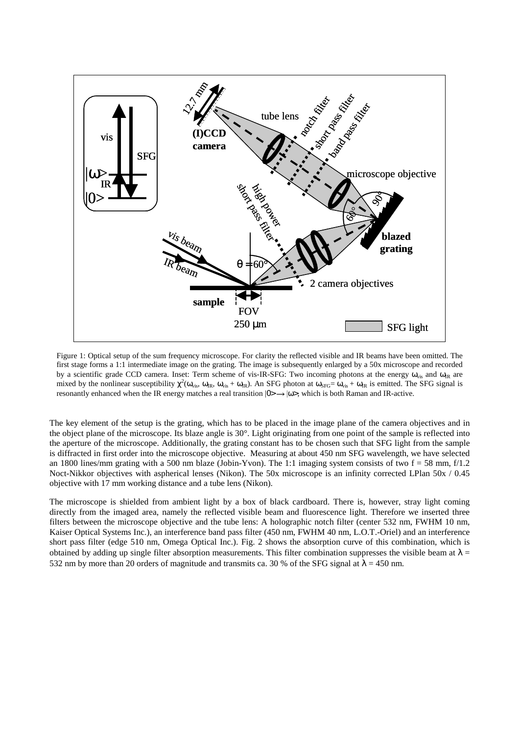Figure 1: Optical setup of the sum frequency microscope. For clarity the reflected visible and IR beams have been omitted. The first stage forms a 1:1 intermediate image on the grating. The image is subsequently enlarged by a 50x microscope and recorded by a scientific grade CCD camera. Inset: Term scheme of vis-IR-SFG: Two incoming photons at the energy $\omega_{vis}$ and $\omega_{IR}$ are mixed by the nonlinear susceptibility $\chi^2(\omega_{vis}, \omega_{IR}, \omega_{vis} + \omega_{IR})$. An SFG photon at $\omega_{SFG} = \omega_{vis} + \omega_{IR}$ is emitted. The SFG signal is resonantly enhanced when the IR energy matches a real transition $|0\rangle \rightarrow |\omega\rangle$, which is both Raman and IR-active.

The key element of the setup is the grating, which has to be placed in the image plane of the camera objectives and in the object plane of the microscope. Its blaze angle is 30°. Light originating from one point of the sample is reflected into the aperture of the microscope. Additionally, the grating constant has to be chosen such that SFG light from the sample is diffracted in first order into the microscope objective. Measuring at about 450 nm SFG wavelength, we have selected an 1800 lines/mm grating with a 500 nm blaze (Jobin-Yvon). The 1:1 imaging system consists of two f = 58 mm, f/1.2 Noct-Nikkor objectives with aspherical lenses (Nikon). The 50x microscope is an infinity corrected LPlan 50x / 0.45 objective with 17 mm working distance and a tube lens (Nikon).

The microscope is shielded from ambient light by a box of black cardboard. There is, however, stray light coming directly from the imaged area, namely the reflected visible beam and fluorescence light. Therefore we inserted three filters between the microscope objective and the tube lens: A holographic notch filter (center 532 nm, FWHM 10 nm, Kaiser Optical Systems Inc.), an interference band pass filter (450 nm, FWHM 40 nm, L.O.T.-Oriel) and an interference short pass filter (edge 510 nm, Omega Optical Inc.). Fig. 2 shows the absorption curve of this combination, which is obtained by adding up single filter absorption measurements. This filter combination suppresses the visible beam at $\lambda$ = 532 nm by more than 20 orders of magnitude and transmits ca. 30 % of the SFG signal at $\lambda$ = 450 nm.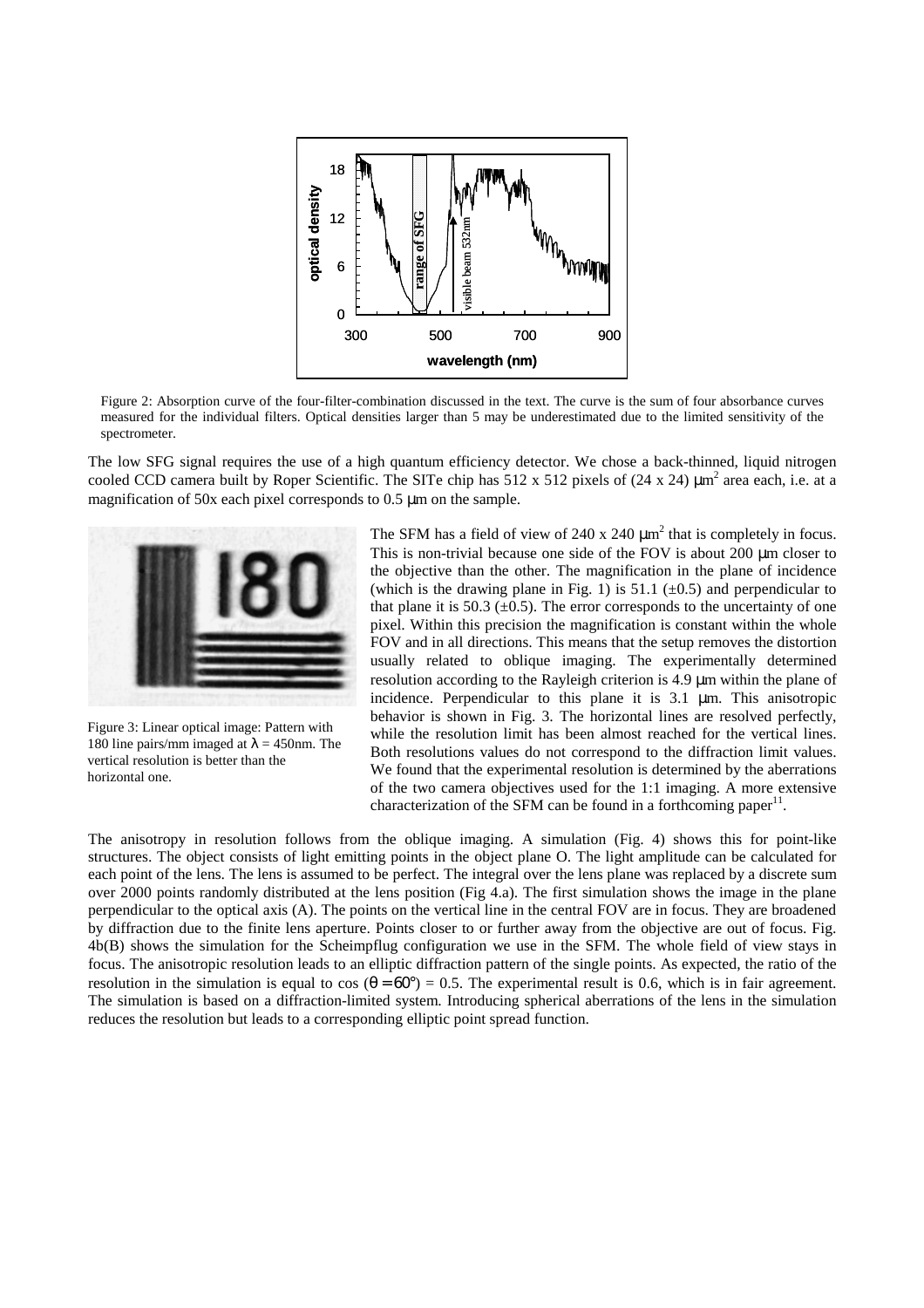Figure 2: Absorption curve of the four-filter-combination discussed in the text. The curve is the sum of four absorbance curves measured for the individual filters. Optical densities larger than 5 may be underestimated due to the limited sensitivity of the spectrometer.

The low SFG signal requires the use of a high quantum efficiency detector. We chose a back-thinned, liquid nitrogen cooled CCD camera built by Roper Scientific. The SITe chip has 512 x 512 pixels of (24 x 24) $\mu m^2$ area each, i.e. at a magnification of 50x each pixel corresponds to 0.5 μm on the sample.

The SFM has a field of view of 240 x 240 $\mu m^2$ that is completely in focus. This is non-trivial because one side of the FOV is about 200 μm closer to the objective than the other. The magnification in the plane of incidence (which is the drawing plane in Fig. 1) is 51.1 (±0.5) and perpendicular to that plane it is 50.3 (±0.5). The error corresponds to the uncertainty of one pixel. Within this precision the magnification is constant within the whole FOV and in all directions. This means that the setup removes the distortion usually related to oblique imaging. The experimentally determined resolution according to the Rayleigh criterion is 4.9 μm within the plane of incidence. Perpendicular to this plane it is 3.1 μm. This anisotropic behavior is shown in Fig. 3. The horizontal lines are resolved perfectly, while the resolution limit has been almost reached for the vertical lines. Both resolutions values do not correspond to the diffraction limit values. We found that the experimental resolution is determined by the aberrations of the two camera objectives used for the 1:1 imaging. A more extensive characterization of the SFM can be found in a forthcoming paper[11].

Figure 3: Linear optical image: Pattern with 180 line pairs/mm imaged at $\lambda$ = 450nm. The vertical resolution is better than the horizontal one.

The anisotropy in resolution follows from the oblique imaging. A simulation (Fig. 4) shows this for point-like structures. The object consists of light emitting points in the object plane O. The light amplitude can be calculated for each point of the lens. The lens is assumed to be perfect. The integral over the lens plane was replaced by a discrete sum over 2000 points randomly distributed at the lens position (Fig 4.a). The first simulation shows the image in the plane perpendicular to the optical axis (A). The points on the vertical line in the central FOV are in focus. They are broadened by diffraction due to the finite lens aperture. Points closer to or further away from the objective are out of focus. Fig. 4b(B) shows the simulation for the Scheimpflug configuration we use in the SFM. The whole field of view stays in focus. The anisotropic resolution leads to an elliptic diffraction pattern of the single points. As expected, the ratio of the resolution in the simulation is equal to cos ($\theta = 60°$) = 0.5. The experimental result is 0.6, which is in fair agreement. The simulation is based on a diffraction-limited system. Introducing spherical aberrations of the lens in the simulation reduces the resolution but leads to a corresponding elliptic point spread function.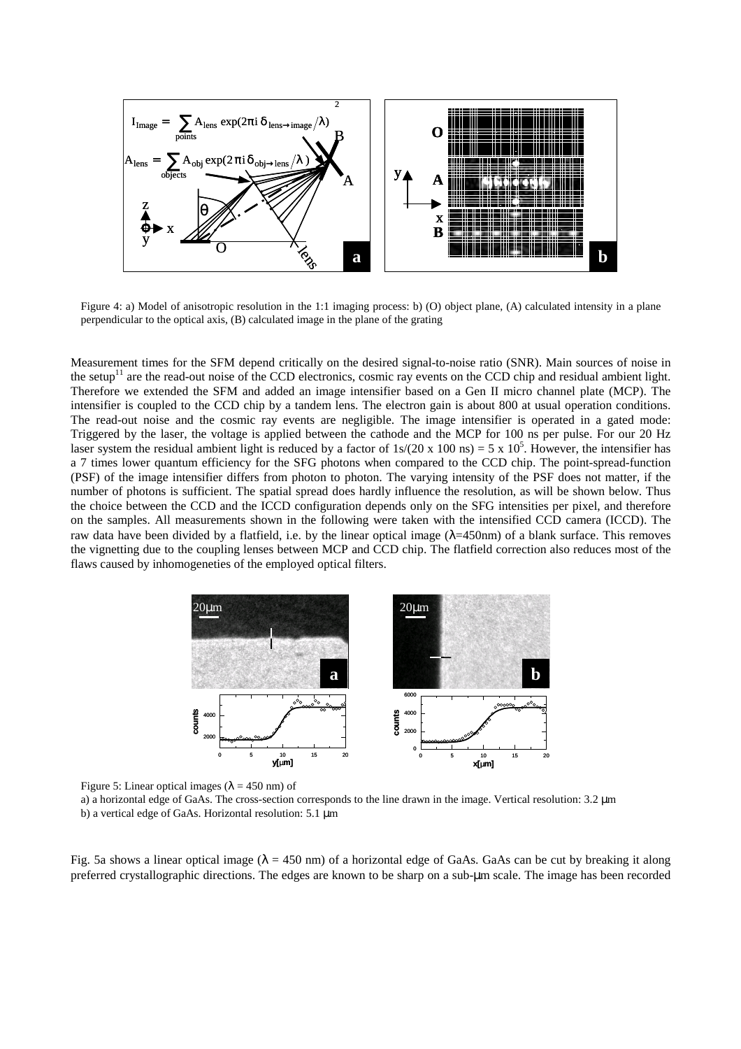Figure 4: a) Model of anisotropic resolution in the 1:1 imaging process: b) (O) object plane, (A) calculated intensity in a plane perpendicular to the optical axis, (B) calculated image in the plane of the grating

Measurement times for the SFM depend critically on the desired signal-to-noise ratio (SNR). Main sources of noise in the setup[11] are the read-out noise of the CCD electronics, cosmic ray events on the CCD chip and residual ambient light. Therefore we extended the SFM and added an image intensifier based on a Gen II micro channel plate (MCP). The intensifier is coupled to the CCD chip by a tandem lens. The electron gain is about 800 at usual operation conditions. The read-out noise and the cosmic ray events are negligible. The image intensifier is operated in a gated mode: Triggered by the laser, the voltage is applied between the cathode and the MCP for 100 ns per pulse. For our 20 Hz laser system the residual ambient light is reduced by a factor of $1s/(20 \times 100\ ns) = 5 \times 10^5$. However, the intensifier has a 7 times lower quantum efficiency for the SFG photons when compared to the CCD chip. The point-spread-function (PSF) of the image intensifier differs from photon to photon. The varying intensity of the PSF does not matter, if the number of photons is sufficient. The spatial spread does hardly influence the resolution, as will be shown below. Thus the choice between the CCD and the ICCD configuration depends only on the SFG intensities per pixel, and therefore on the samples. All measurements shown in the following were taken with the intensified CCD camera (ICCD). The raw data have been divided by a flatfield, i.e. by the linear optical image ($\lambda$=450nm) of a blank surface. This removes the vignetting due to the coupling lenses between MCP and CCD chip. The flatfield correction also reduces most of the flaws caused by inhomogeneties of the employed optical filters.

Figure 5: Linear optical images ($\lambda$ = 450 nm) of
a) a horizontal edge of GaAs. The cross-section corresponds to the line drawn in the image. Vertical resolution: 3.2 μm
b) a vertical edge of GaAs. Horizontal resolution: 5.1 μm

Fig. 5a shows a linear optical image ($\lambda$ = 450 nm) of a horizontal edge of GaAs. GaAs can be cut by breaking it along preferred crystallographic directions. The edges are known to be sharp on a sub-μm scale. The image has been recorded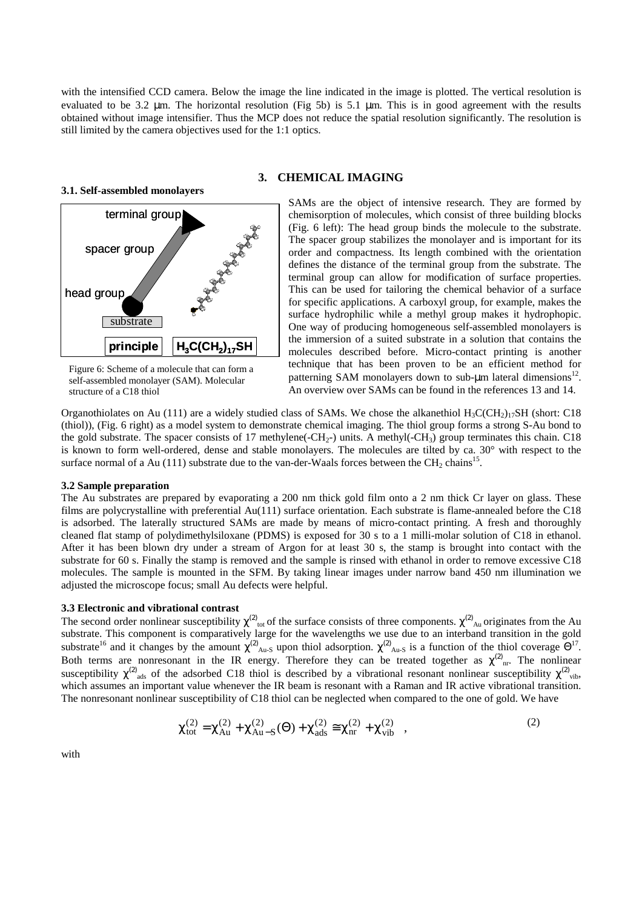with the intensified CCD camera. Below the image the line indicated in the image is plotted. The vertical resolution is evaluated to be 3.2 µm. The horizontal resolution (Fig 5b) is 5.1 µm. This is in good agreement with the results obtained without image intensifier. Thus the MCP does not reduce the spatial resolution significantly. The resolution is still limited by the camera objectives used for the 1:1 optics.

## 3. CHEMICAL IMAGING

### 3.1. Self-assembled monolayers

Figure 6: Scheme of a molecule that can form a self-assembled monolayer (SAM). Molecular structure of a C18 thiol

SAMs are the object of intensive research. They are formed by chemisorption of molecules, which consist of three building blocks (Fig. 6 left): The head group binds the molecule to the substrate. The spacer group stabilizes the monolayer and is important for its order and compactness. Its length combined with the orientation defines the distance of the terminal group from the substrate. The terminal group can allow for modification of surface properties. This can be used for tailoring the chemical behavior of a surface for specific applications. A carboxyl group, for example, makes the surface hydrophilic while a methyl group makes it hydrophopic. One way of producing homogeneous self-assembled monolayers is the immersion of a suited substrate in a solution that contains the molecules described before. Micro-contact printing is another technique that has been proven to be an efficient method for patterning SAM monolayers down to sub-µm lateral dimensions[12]. An overview over SAMs can be found in the references 13 and 14.

Organothiolates on Au (111) are a widely studied class of SAMs. We chose the alkanethiol $H_3C(CH_2)_{17}SH$ (short: C18 (thiol)), (Fig. 6 right) as a model system to demonstrate chemical imaging. The thiol group forms a strong S-Au bond to the gold substrate. The spacer consists of 17 methylene(-$CH_2$-) units. A methyl(-$CH_3$) group terminates this chain. C18 is known to form well-ordered, dense and stable monolayers. The molecules are tilted by ca. 30° with respect to the surface normal of a Au (111) substrate due to the van-der-Waals forces between the $CH_2$ chains[15].

### 3.2 Sample preparation

The Au substrates are prepared by evaporating a 200 nm thick gold film onto a 2 nm thick Cr layer on glass. These films are polycrystalline with preferential Au(111) surface orientation. Each substrate is flame-annealed before the C18 is adsorbed. The laterally structured SAMs are made by means of micro-contact printing. A fresh and thoroughly cleaned flat stamp of polydimethylsiloxane (PDMS) is exposed for 30 s to a 1 milli-molar solution of C18 in ethanol. After it has been blown dry under a stream of Argon for at least 30 s, the stamp is brought into contact with the substrate for 60 s. Finally the stamp is removed and the sample is rinsed with ethanol in order to remove excessive C18 molecules. The sample is mounted in the SFM. By taking linear images under narrow band 450 nm illumination we adjusted the microscope focus; small Au defects were helpful.

### 3.3 Electronic and vibrational contrast

The second order nonlinear susceptibility $\chi^{(2)}_{tot}$ of the surface consists of three components. $\chi^{(2)}_{Au}$ originates from the Au substrate. This component is comparatively large for the wavelengths we use due to an interband transition in the gold substrate[16] and it changes by the amount $\chi^{(2)}_{Au-S}$ upon thiol adsorption. $\chi^{(2)}_{Au-S}$ is a function of the thiol coverage $\Theta$[17]. Both terms are nonresonant in the IR energy. Therefore they can be treated together as $\chi^{(2)}_{nr}$. The nonlinear susceptibility $\chi^{(2)}_{ads}$ of the adsorbed C18 thiol is described by a vibrational resonant nonlinear susceptibility $\chi^{(2)}_{vib}$, which assumes an important value whenever the IR beam is resonant with a Raman and IR active vibrational transition. The nonresonant nonlinear susceptibility of C18 thiol can be neglected when compared to the one of gold. We have

$$\chi^{(2)}_{tot} = \chi^{(2)}_{Au} + \chi^{(2)}_{Au-S}(\Theta) + \chi^{(2)}_{ads} \cong \chi^{(2)}_{nr} + \chi^{(2)}_{vib} \quad , \tag{2}$$

with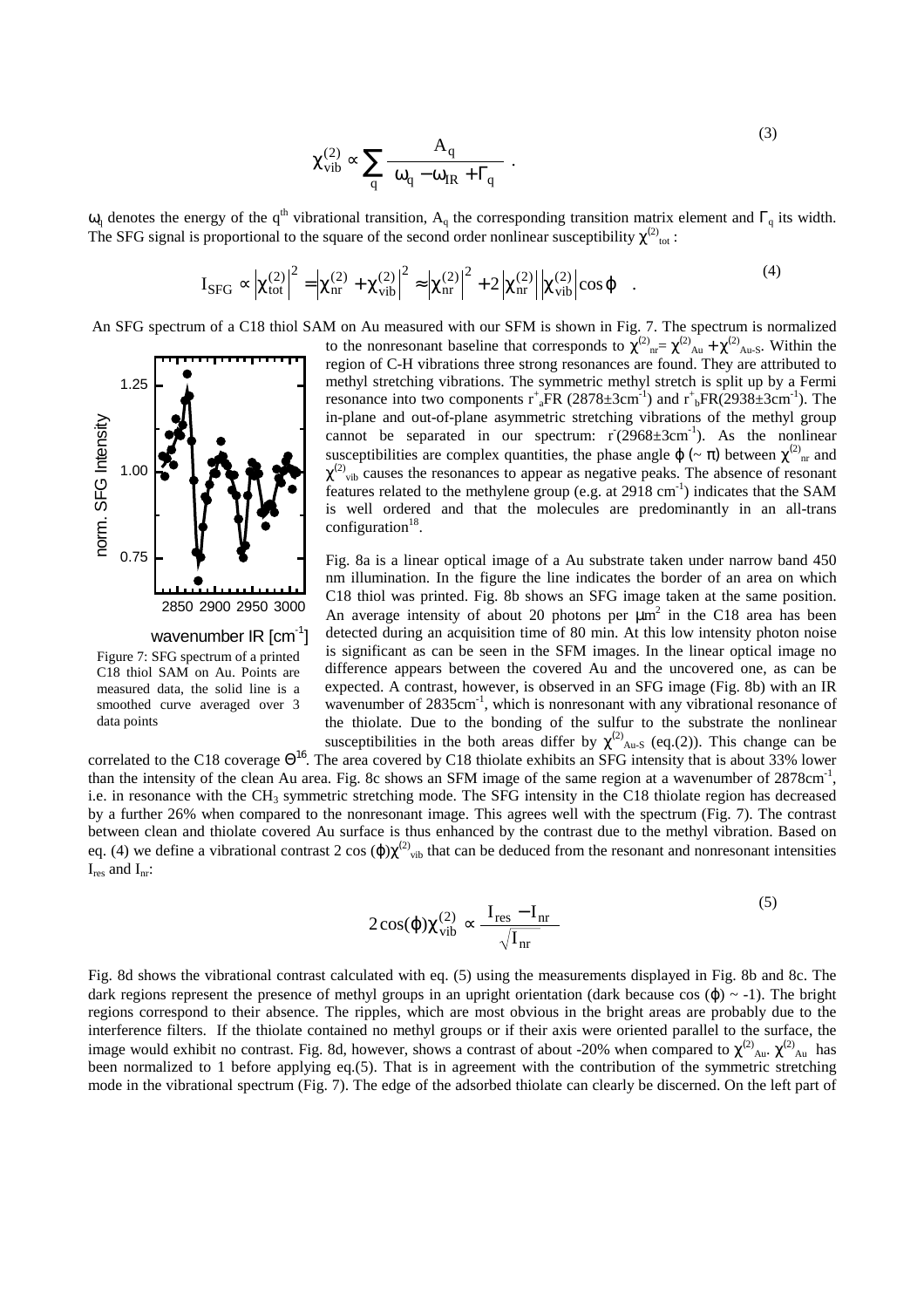$$\chi^{(2)}_{vib} \propto \sum_q \frac{A_q}{\omega_q - \omega_{IR} + \Gamma_q} \quad . \tag{3}$$

$\omega_q$ denotes the energy of the $q^{th}$ vibrational transition, $A_q$ the corresponding transition matrix element and $\Gamma_q$ its width. The SFG signal is proportional to the square of the second order nonlinear susceptibility $\chi^{(2)}_{tot}$ :

$$I_{SFG} \propto \left|\chi^{(2)}_{tot}\right|^2 = \left|\chi^{(2)}_{nr} + \chi^{(2)}_{vib}\right|^2 \approx \left|\chi^{(2)}_{nr}\right|^2 + 2\left|\chi^{(2)}_{nr}\right|\left|\chi^{(2)}_{vib}\right|\cos\varphi \quad . \tag{4}$$

An SFG spectrum of a C18 thiol SAM on Au measured with our SFM is shown in Fig. 7. The spectrum is normalized to the nonresonant baseline that corresponds to $\chi^{(2)}_{nr} = \chi^{(2)}_{Au} + \chi^{(2)}_{Au\text{-}S}$. Within the region of C-H vibrations three strong resonances are found. They are attributed to methyl stretching vibrations. The symmetric methyl stretch is split up by a Fermi resonance into two components $r^+_a$FR ($2878\pm3\text{cm}^{-1}$) and $r^+_b$FR($2938\pm3\text{cm}^{-1}$). The in-plane and out-of-plane asymmetric stretching vibrations of the methyl group cannot be separated in our spectrum: $r^-$($2968\pm3\text{cm}^{-1}$). As the nonlinear susceptibilities are complex quantities, the phase angle $\varphi$ ($\sim \pi$) between $\chi^{(2)}_{nr}$ and $\chi^{(2)}_{vib}$ causes the resonances to appear as negative peaks. The absence of resonant features related to the methylene group (e.g. at 2918 $\text{cm}^{-1}$) indicates that the SAM is well ordered and that the molecules are predominantly in an all-trans configuration[18].

Figure 7: SFG spectrum of a printed C18 thiol SAM on Au. Points are measured data, the solid line is a smoothed curve averaged over 3 data points

Fig. 8a is a linear optical image of a Au substrate taken under narrow band 450 nm illumination. In the figure the line indicates the border of an area on which C18 thiol was printed. Fig. 8b shows an SFG image taken at the same position. An average intensity of about 20 photons per $\mu m^2$ in the C18 area has been detected during an acquisition time of 80 min. At this low intensity photon noise is significant as can be seen in the SFM images. In the linear optical image no difference appears between the covered Au and the uncovered one, as can be expected. A contrast, however, is observed in an SFG image (Fig. 8b) with an IR wavenumber of $2835\text{cm}^{-1}$, which is nonresonant with any vibrational resonance of the thiolate. Due to the bonding of the sulfur to the substrate the nonlinear susceptibilities in the both areas differ by $\chi^{(2)}_{Au\text{-}S}$ (eq.(2)). This change can be correlated to the C18 coverage $\Theta$[16]. The area covered by C18 thiolate exhibits an SFG intensity that is about 33% lower than the intensity of the clean Au area. Fig. 8c shows an SFM image of the same region at a wavenumber of $2878\text{cm}^{-1}$, i.e. in resonance with the $CH_3$ symmetric stretching mode. The SFG intensity in the C18 thiolate region has decreased by a further 26% when compared to the nonresonant image. This agrees well with the spectrum (Fig. 7). The contrast between clean and thiolate covered Au surface is thus enhanced by the contrast due to the methyl vibration. Based on eq. (4) we define a vibrational contrast $2\cos(\varphi)\chi^{(2)}_{vib}$ that can be deduced from the resonant and nonresonant intensities $I_{res}$ and $I_{nr}$:

$$2\cos(\varphi)\chi^{(2)}_{vib} \propto \frac{I_{res} - I_{nr}}{\sqrt{I_{nr}}} \tag{5}$$

Fig. 8d shows the vibrational contrast calculated with eq. (5) using the measurements displayed in Fig. 8b and 8c. The dark regions represent the presence of methyl groups in an upright orientation (dark because $\cos(\varphi) \sim -1$). The bright regions correspond to their absence. The ripples, which are most obvious in the bright areas are probably due to the interference filters. If the thiolate contained no methyl groups or if their axis were oriented parallel to the surface, the image would exhibit no contrast. Fig. 8d, however, shows a contrast of about -20% when compared to $\chi^{(2)}_{Au}$. $\chi^{(2)}_{Au}$ has been normalized to 1 before applying eq.(5). That is in agreement with the contribution of the symmetric stretching mode in the vibrational spectrum (Fig. 7). The edge of the adsorbed thiolate can clearly be discerned. On the left part of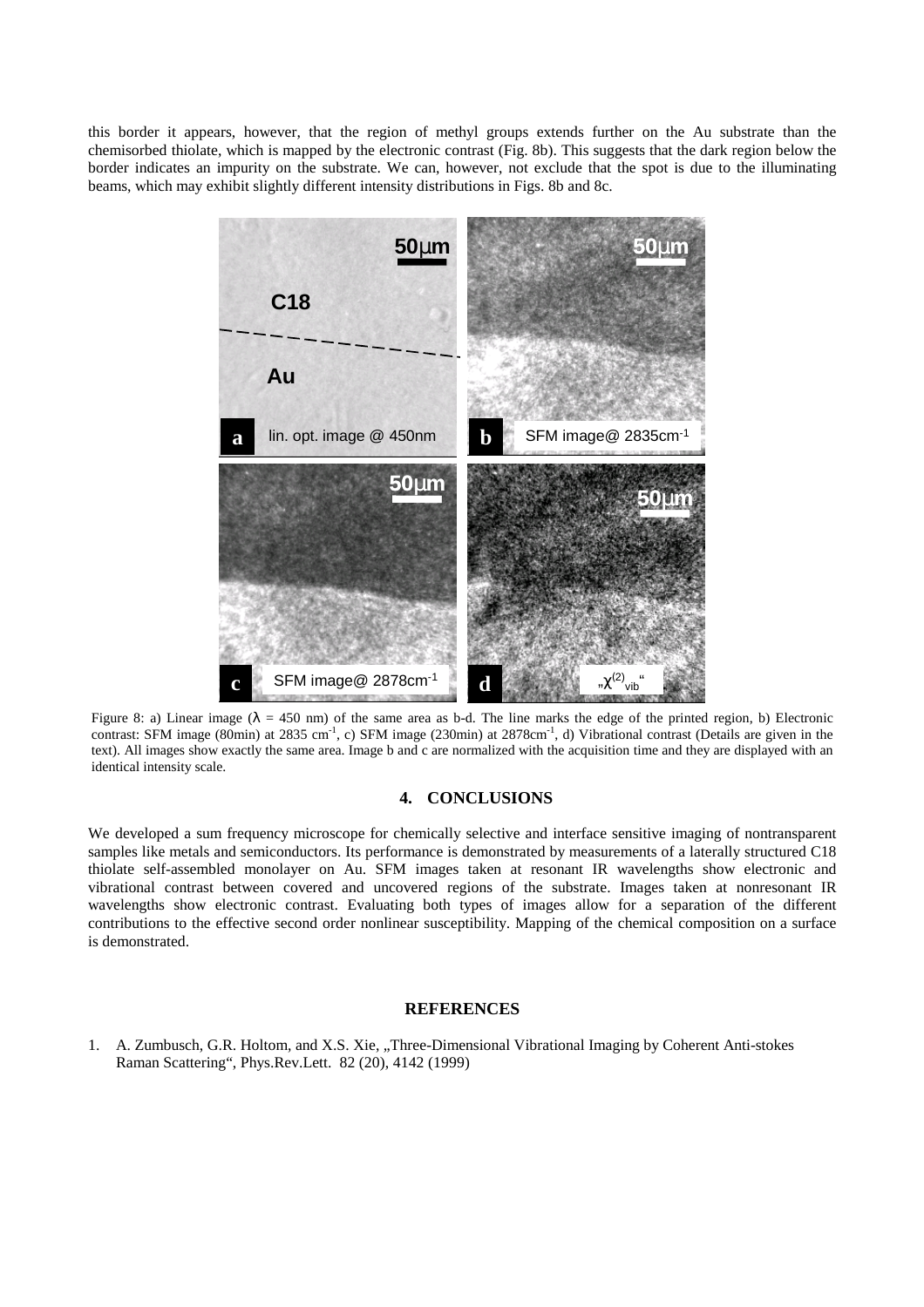this border it appears, however, that the region of methyl groups extends further on the Au substrate than the chemisorbed thiolate, which is mapped by the electronic contrast (Fig. 8b). This suggests that the dark region below the border indicates an impurity on the substrate. We can, however, not exclude that the spot is due to the illuminating beams, which may exhibit slightly different intensity distributions in Figs. 8b and 8c.

Figure 8: a) Linear image ($\lambda$ = 450 nm) of the same area as b-d. The line marks the edge of the printed region, b) Electronic contrast: SFM image (80min) at 2835 $cm^{-1}$, c) SFM image (230min) at 2878$cm^{-1}$, d) Vibrational contrast (Details are given in the text). All images show exactly the same area. Image b and c are normalized with the acquisition time and they are displayed with an identical intensity scale.

## 4. CONCLUSIONS

We developed a sum frequency microscope for chemically selective and interface sensitive imaging of nontransparent samples like metals and semiconductors. Its performance is demonstrated by measurements of a laterally structured C18 thiolate self-assembled monolayer on Au. SFM images taken at resonant IR wavelengths show electronic and vibrational contrast between covered and uncovered regions of the substrate. Images taken at nonresonant IR wavelengths show electronic contrast. Evaluating both types of images allow for a separation of the different contributions to the effective second order nonlinear susceptibility. Mapping of the chemical composition on a surface is demonstrated.

## REFERENCES

1. A. Zumbusch, G.R. Holtom, and X.S. Xie, „Three-Dimensional Vibrational Imaging by Coherent Anti-stokes Raman Scattering“, Phys.Rev.Lett. 82 (20), 4142 (1999)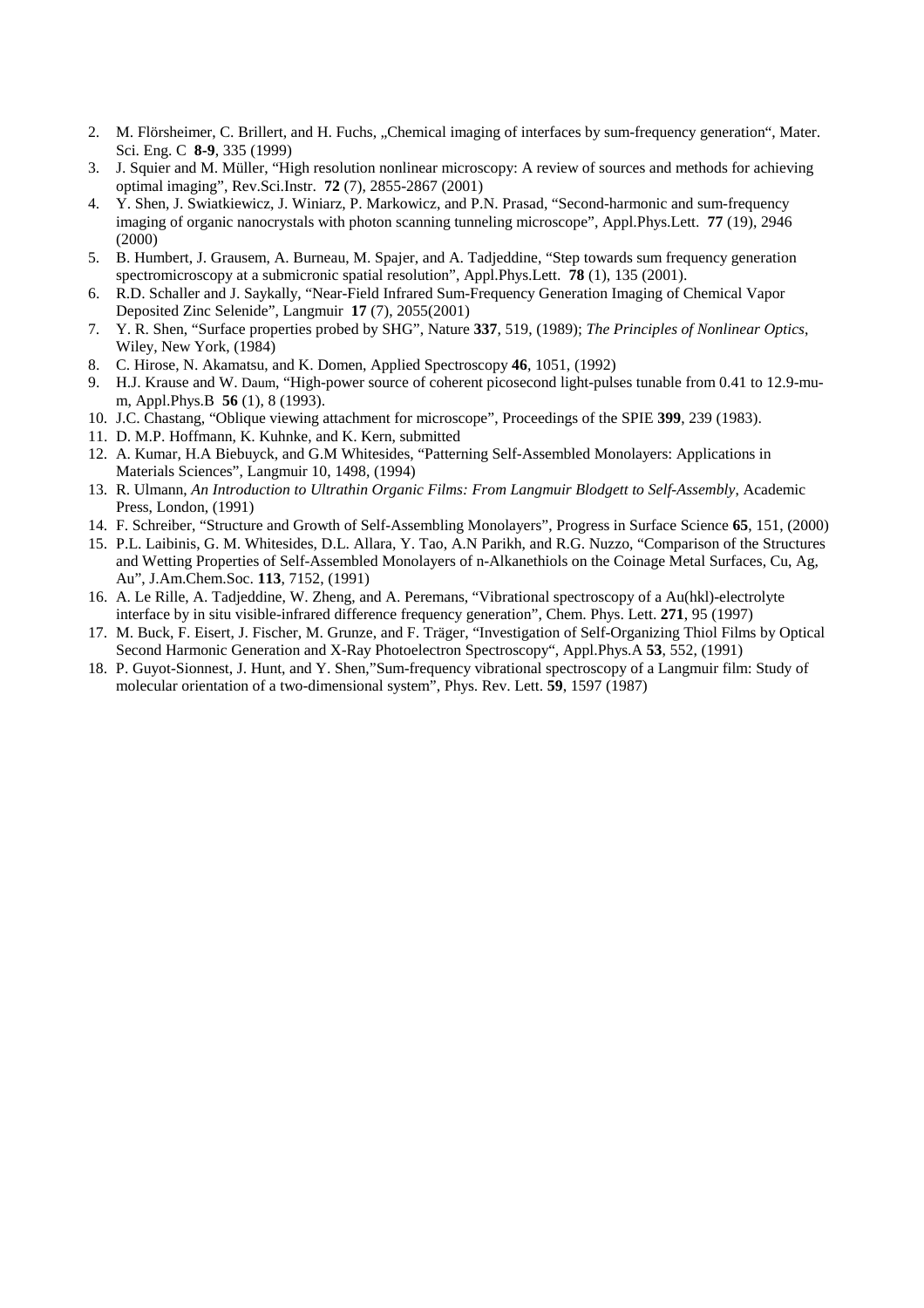2. M. Flörsheimer, C. Brillert, and H. Fuchs, „Chemical imaging of interfaces by sum-frequency generation“, Mater. Sci. Eng. C **8-9**, 335 (1999)
3. J. Squier and M. Müller, “High resolution nonlinear microscopy: A review of sources and methods for achieving optimal imaging”, Rev.Sci.Instr. **72** (7), 2855-2867 (2001)
4. Y. Shen, J. Swiatkiewicz, J. Winiarz, P. Markowicz, and P.N. Prasad, “Second-harmonic and sum-frequency imaging of organic nanocrystals with photon scanning tunneling microscope”, Appl.Phys.Lett. **77** (19), 2946 (2000)
5. B. Humbert, J. Grausem, A. Burneau, M. Spajer, and A. Tadjeddine, “Step towards sum frequency generation spectromicroscopy at a submicronic spatial resolution”, Appl.Phys.Lett. **78** (1), 135 (2001).
6. R.D. Schaller and J. Saykally, “Near-Field Infrared Sum-Frequency Generation Imaging of Chemical Vapor Deposited Zinc Selenide”, Langmuir **17** (7), 2055(2001)
7. Y. R. Shen, “Surface properties probed by SHG”, Nature **337**, 519, (1989); *The Principles of Nonlinear Optics*, Wiley, New York, (1984)
8. C. Hirose, N. Akamatsu, and K. Domen, Applied Spectroscopy **46**, 1051, (1992)
9. H.J. Krause and W. Daum, “High-power source of coherent picosecond light-pulses tunable from 0.41 to 12.9-mu-m, Appl.Phys.B **56** (1), 8 (1993).
10. J.C. Chastang, “Oblique viewing attachment for microscope”, Proceedings of the SPIE **399**, 239 (1983).
11. D. M.P. Hoffmann, K. Kuhnke, and K. Kern, submitted
12. A. Kumar, H.A Biebuyck, and G.M Whitesides, “Patterning Self-Assembled Monolayers: Applications in Materials Sciences”, Langmuir 10, 1498, (1994)
13. R. Ulmann, *An Introduction to Ultrathin Organic Films: From Langmuir Blodgett to Self-Assembly*, Academic Press, London, (1991)
14. F. Schreiber, “Structure and Growth of Self-Assembling Monolayers”, Progress in Surface Science **65**, 151, (2000)
15. P.L. Laibinis, G. M. Whitesides, D.L. Allara, Y. Tao, A.N Parikh, and R.G. Nuzzo, “Comparison of the Structures and Wetting Properties of Self-Assembled Monolayers of n-Alkanethiols on the Coinage Metal Surfaces, Cu, Ag, Au”, J.Am.Chem.Soc. **113**, 7152, (1991)
16. A. Le Rille, A. Tadjeddine, W. Zheng, and A. Peremans, “Vibrational spectroscopy of a Au(hkl)-electrolyte interface by in situ visible-infrared difference frequency generation”, Chem. Phys. Lett. **271**, 95 (1997)
17. M. Buck, F. Eisert, J. Fischer, M. Grunze, and F. Träger, “Investigation of Self-Organizing Thiol Films by Optical Second Harmonic Generation and X-Ray Photoelectron Spectroscopy“, Appl.Phys.A **53**, 552, (1991)
18. P. Guyot-Sionnest, J. Hunt, and Y. Shen,”Sum-frequency vibrational spectroscopy of a Langmuir film: Study of molecular orientation of a two-dimensional system”, Phys. Rev. Lett. **59**, 1597 (1987)